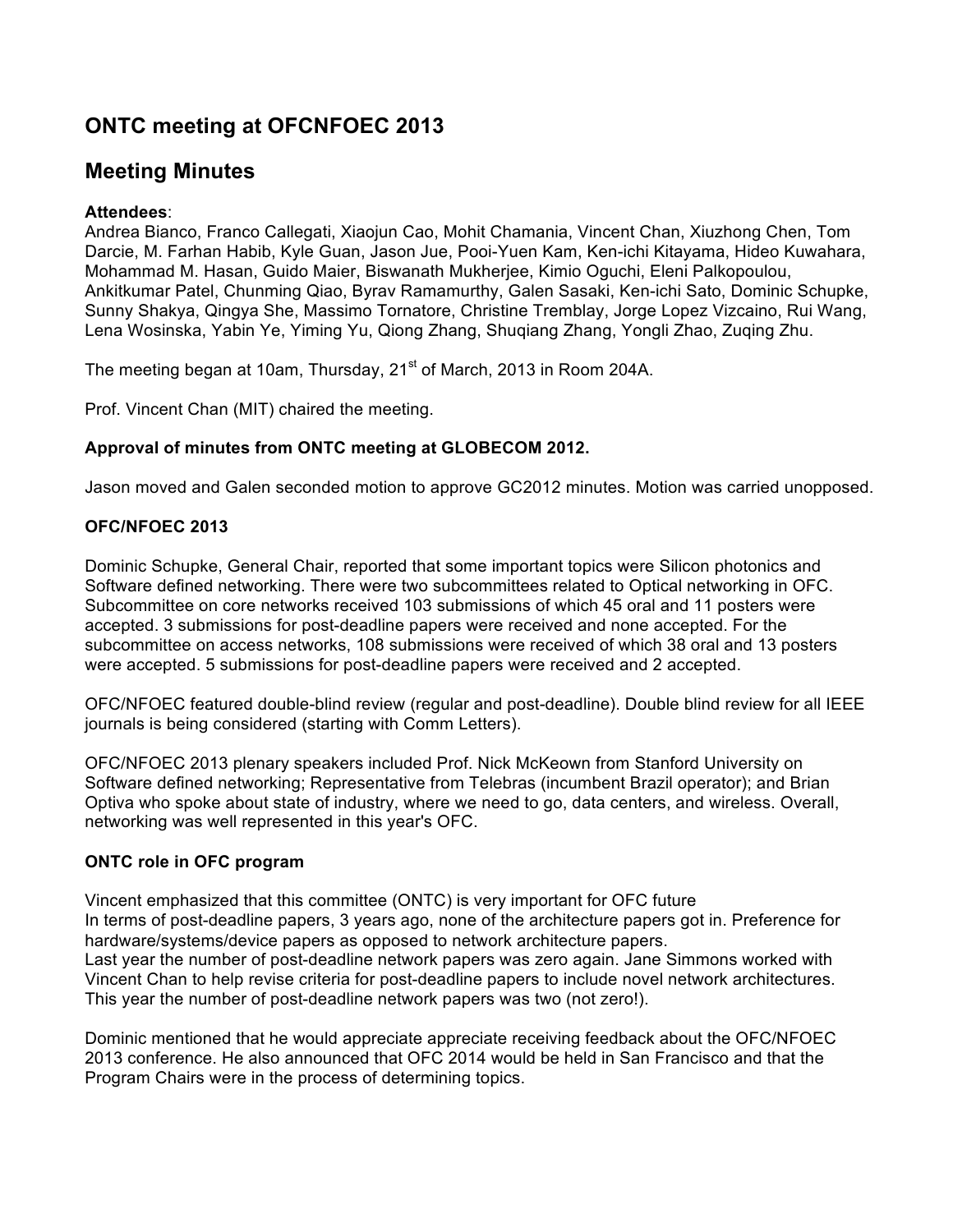# ONTC meeting at OFCNFOEC 2013

# Meeting Minutes

**Attendees**:
Andrea Bianco, Franco Callegati, Xiaojun Cao, Mohit Chamania, Vincent Chan, Xiuzhong Chen, Tom Darcie, M. Farhan Habib, Kyle Guan, Jason Jue, Pooi-Yuen Kam, Ken-ichi Kitayama, Hideo Kuwahara, Mohammad M. Hasan, Guido Maier, Biswanath Mukherjee, Kimio Oguchi, Eleni Palkopoulou, Ankitkumar Patel, Chunming Qiao, Byrav Ramamurthy, Galen Sasaki, Ken-ichi Sato, Dominic Schupke, Sunny Shakya, Qingya She, Massimo Tornatore, Christine Tremblay, Jorge Lopez Vizcaino, Rui Wang, Lena Wosinska, Yabin Ye, Yiming Yu, Qiong Zhang, Shuqiang Zhang, Yongli Zhao, Zuqing Zhu.

The meeting began at 10am, Thursday, 21st of March, 2013 in Room 204A.

Prof. Vincent Chan (MIT) chaired the meeting.

**Approval of minutes from ONTC meeting at GLOBECOM 2012.**

Jason moved and Galen seconded motion to approve GC2012 minutes. Motion was carried unopposed.

**OFC/NFOEC 2013**

Dominic Schupke, General Chair, reported that some important topics were Silicon photonics and Software defined networking. There were two subcommittees related to Optical networking in OFC. Subcommittee on core networks received 103 submissions of which 45 oral and 11 posters were accepted. 3 submissions for post-deadline papers were received and none accepted. For the subcommittee on access networks, 108 submissions were received of which 38 oral and 13 posters were accepted. 5 submissions for post-deadline papers were received and 2 accepted.

OFC/NFOEC featured double-blind review (regular and post-deadline). Double blind review for all IEEE journals is being considered (starting with Comm Letters).

OFC/NFOEC 2013 plenary speakers included Prof. Nick McKeown from Stanford University on Software defined networking; Representative from Telebras (incumbent Brazil operator); and Brian Optiva who spoke about state of industry, where we need to go, data centers, and wireless. Overall, networking was well represented in this year's OFC.

**ONTC role in OFC program**

Vincent emphasized that this committee (ONTC) is very important for OFC future
In terms of post-deadline papers, 3 years ago, none of the architecture papers got in. Preference for hardware/systems/device papers as opposed to network architecture papers.
Last year the number of post-deadline network papers was zero again. Jane Simmons worked with Vincent Chan to help revise criteria for post-deadline papers to include novel network architectures. This year the number of post-deadline network papers was two (not zero!).

Dominic mentioned that he would appreciate appreciate receiving feedback about the OFC/NFOEC 2013 conference. He also announced that OFC 2014 would be held in San Francisco and that the Program Chairs were in the process of determining topics.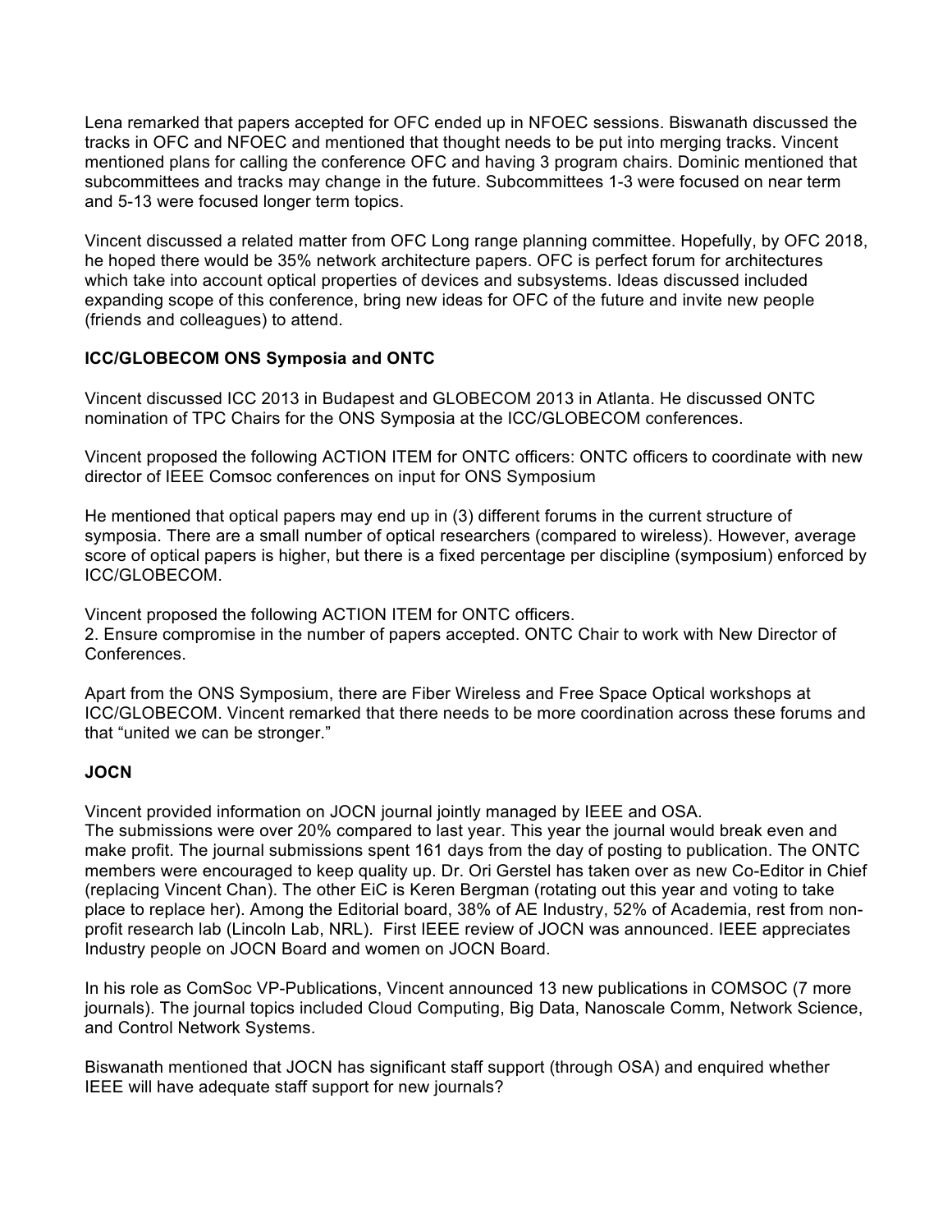Lena remarked that papers accepted for OFC ended up in NFOEC sessions. Biswanath discussed the tracks in OFC and NFOEC and mentioned that thought needs to be put into merging tracks. Vincent mentioned plans for calling the conference OFC and having 3 program chairs. Dominic mentioned that subcommittees and tracks may change in the future. Subcommittees 1-3 were focused on near term and 5-13 were focused longer term topics.

Vincent discussed a related matter from OFC Long range planning committee. Hopefully, by OFC 2018, he hoped there would be 35% network architecture papers. OFC is perfect forum for architectures which take into account optical properties of devices and subsystems. Ideas discussed included expanding scope of this conference, bring new ideas for OFC of the future and invite new people (friends and colleagues) to attend.

**ICC/GLOBECOM ONS Symposia and ONTC**

Vincent discussed ICC 2013 in Budapest and GLOBECOM 2013 in Atlanta. He discussed ONTC nomination of TPC Chairs for the ONS Symposia at the ICC/GLOBECOM conferences.

Vincent proposed the following ACTION ITEM for ONTC officers: ONTC officers to coordinate with new director of IEEE Comsoc conferences on input for ONS Symposium

He mentioned that optical papers may end up in (3) different forums in the current structure of symposia. There are a small number of optical researchers (compared to wireless). However, average score of optical papers is higher, but there is a fixed percentage per discipline (symposium) enforced by ICC/GLOBECOM.

Vincent proposed the following ACTION ITEM for ONTC officers.
2. Ensure compromise in the number of papers accepted. ONTC Chair to work with New Director of Conferences.

Apart from the ONS Symposium, there are Fiber Wireless and Free Space Optical workshops at ICC/GLOBECOM. Vincent remarked that there needs to be more coordination across these forums and that "united we can be stronger."

**JOCN**

Vincent provided information on JOCN journal jointly managed by IEEE and OSA.
The submissions were over 20% compared to last year. This year the journal would break even and make profit. The journal submissions spent 161 days from the day of posting to publication. The ONTC members were encouraged to keep quality up. Dr. Ori Gerstel has taken over as new Co-Editor in Chief (replacing Vincent Chan). The other EiC is Keren Bergman (rotating out this year and voting to take place to replace her). Among the Editorial board, 38% of AE Industry, 52% of Academia, rest from non-profit research lab (Lincoln Lab, NRL). First IEEE review of JOCN was announced. IEEE appreciates Industry people on JOCN Board and women on JOCN Board.

In his role as ComSoc VP-Publications, Vincent announced 13 new publications in COMSOC (7 more journals). The journal topics included Cloud Computing, Big Data, Nanoscale Comm, Network Science, and Control Network Systems.

Biswanath mentioned that JOCN has significant staff support (through OSA) and enquired whether IEEE will have adequate staff support for new journals?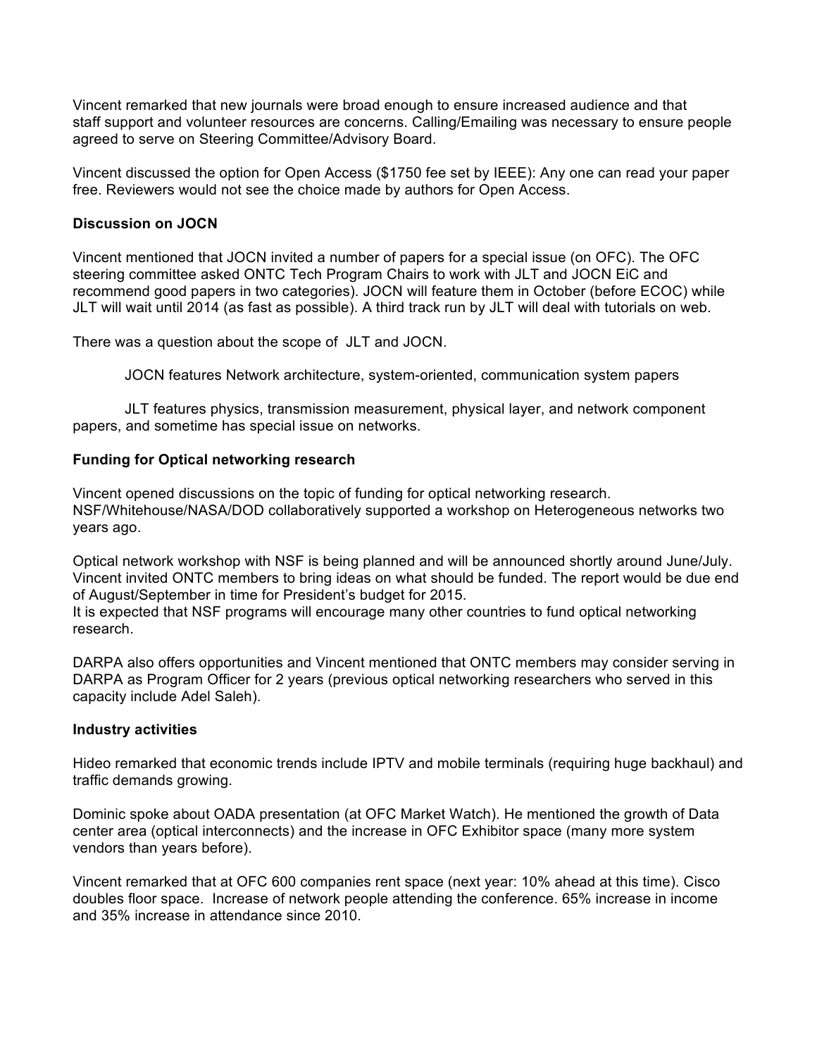Vincent remarked that new journals were broad enough to ensure increased audience and that staff support and volunteer resources are concerns. Calling/Emailing was necessary to ensure people agreed to serve on Steering Committee/Advisory Board.

Vincent discussed the option for Open Access ($1750 fee set by IEEE): Any one can read your paper free. Reviewers would not see the choice made by authors for Open Access.

**Discussion on JOCN**

Vincent mentioned that JOCN invited a number of papers for a special issue (on OFC). The OFC steering committee asked ONTC Tech Program Chairs to work with JLT and JOCN EiC and recommend good papers in two categories). JOCN will feature them in October (before ECOC) while JLT will wait until 2014 (as fast as possible). A third track run by JLT will deal with tutorials on web.

There was a question about the scope of JLT and JOCN.

JOCN features Network architecture, system-oriented, communication system papers

JLT features physics, transmission measurement, physical layer, and network component papers, and sometime has special issue on networks.

**Funding for Optical networking research**

Vincent opened discussions on the topic of funding for optical networking research. NSF/Whitehouse/NASA/DOD collaboratively supported a workshop on Heterogeneous networks two years ago.

Optical network workshop with NSF is being planned and will be announced shortly around June/July. Vincent invited ONTC members to bring ideas on what should be funded. The report would be due end of August/September in time for President's budget for 2015.
It is expected that NSF programs will encourage many other countries to fund optical networking research.

DARPA also offers opportunities and Vincent mentioned that ONTC members may consider serving in DARPA as Program Officer for 2 years (previous optical networking researchers who served in this capacity include Adel Saleh).

**Industry activities**

Hideo remarked that economic trends include IPTV and mobile terminals (requiring huge backhaul) and traffic demands growing.

Dominic spoke about OADA presentation (at OFC Market Watch). He mentioned the growth of Data center area (optical interconnects) and the increase in OFC Exhibitor space (many more system vendors than years before).

Vincent remarked that at OFC 600 companies rent space (next year: 10% ahead at this time). Cisco doubles floor space. Increase of network people attending the conference. 65% increase in income and 35% increase in attendance since 2010.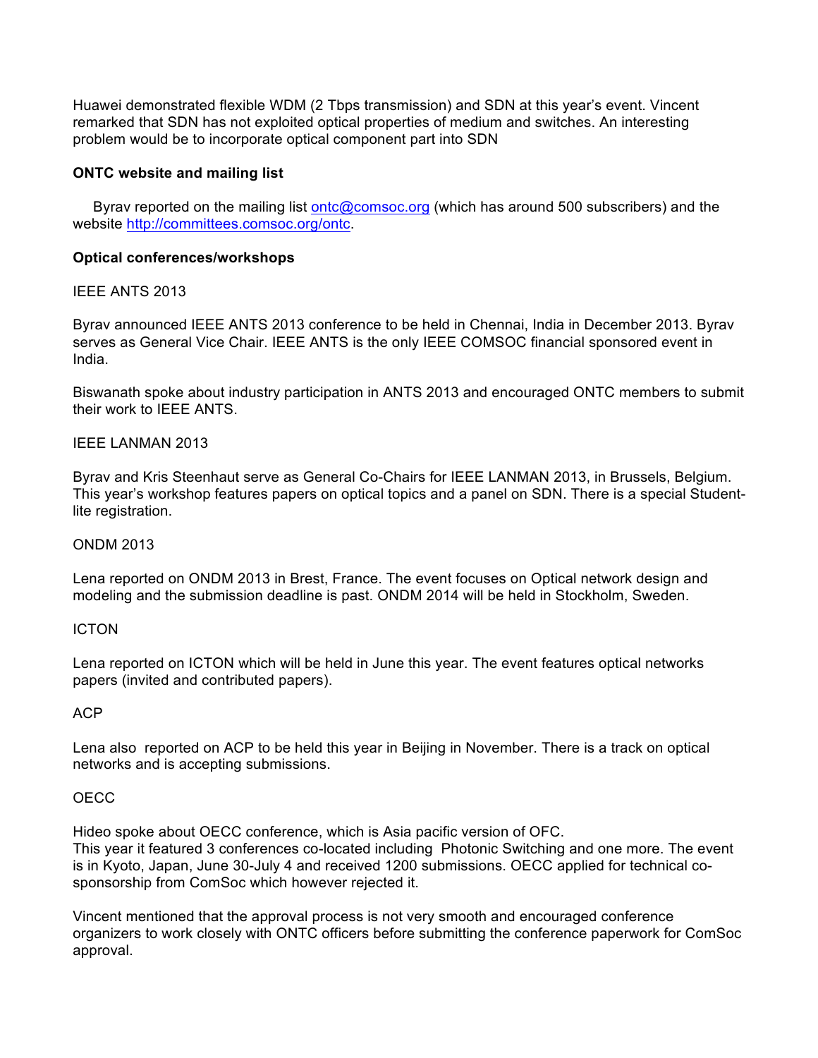Huawei demonstrated flexible WDM (2 Tbps transmission) and SDN at this year's event. Vincent remarked that SDN has not exploited optical properties of medium and switches. An interesting problem would be to incorporate optical component part into SDN

**ONTC website and mailing list**

Byrav reported on the mailing list ontc@comsoc.org (which has around 500 subscribers) and the website http://committees.comsoc.org/ontc.

**Optical conferences/workshops**

IEEE ANTS 2013

Byrav announced IEEE ANTS 2013 conference to be held in Chennai, India in December 2013. Byrav serves as General Vice Chair. IEEE ANTS is the only IEEE COMSOC financial sponsored event in India.

Biswanath spoke about industry participation in ANTS 2013 and encouraged ONTC members to submit their work to IEEE ANTS.

IEEE LANMAN 2013

Byrav and Kris Steenhaut serve as General Co-Chairs for IEEE LANMAN 2013, in Brussels, Belgium. This year's workshop features papers on optical topics and a panel on SDN. There is a special Student-lite registration.

ONDM 2013

Lena reported on ONDM 2013 in Brest, France. The event focuses on Optical network design and modeling and the submission deadline is past. ONDM 2014 will be held in Stockholm, Sweden.

ICTON

Lena reported on ICTON which will be held in June this year. The event features optical networks papers (invited and contributed papers).

ACP

Lena also reported on ACP to be held this year in Beijing in November. There is a track on optical networks and is accepting submissions.

OECC

Hideo spoke about OECC conference, which is Asia pacific version of OFC.
This year it featured 3 conferences co-located including Photonic Switching and one more. The event is in Kyoto, Japan, June 30-July 4 and received 1200 submissions. OECC applied for technical co-sponsorship from ComSoc which however rejected it.

Vincent mentioned that the approval process is not very smooth and encouraged conference organizers to work closely with ONTC officers before submitting the conference paperwork for ComSoc approval.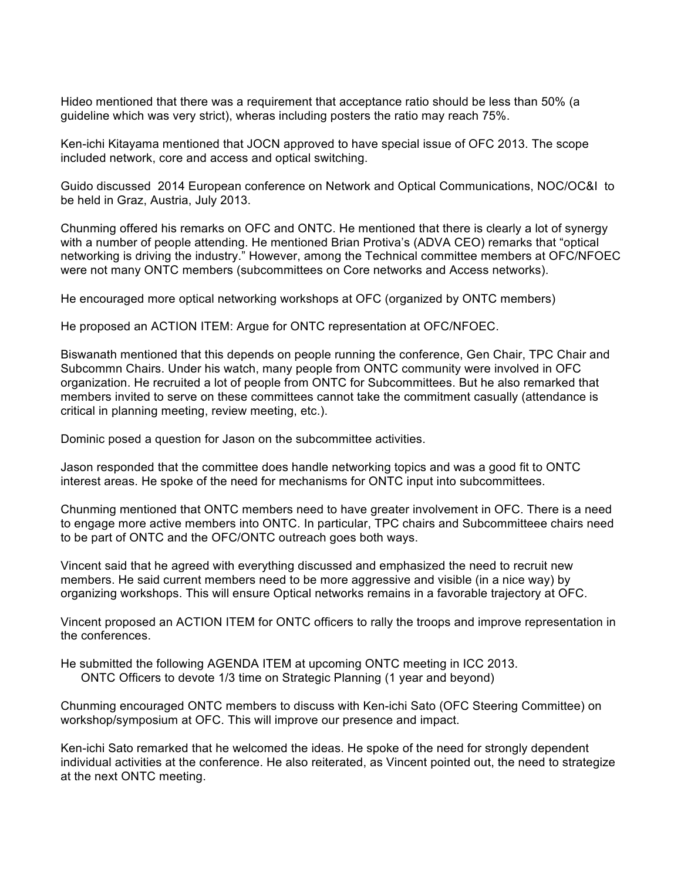Hideo mentioned that there was a requirement that acceptance ratio should be less than 50% (a guideline which was very strict), wheras including posters the ratio may reach 75%.

Ken-ichi Kitayama mentioned that JOCN approved to have special issue of OFC 2013. The scope included network, core and access and optical switching.

Guido discussed 2014 European conference on Network and Optical Communications, NOC/OC&I to be held in Graz, Austria, July 2013.

Chunming offered his remarks on OFC and ONTC. He mentioned that there is clearly a lot of synergy with a number of people attending. He mentioned Brian Protiva's (ADVA CEO) remarks that "optical networking is driving the industry." However, among the Technical committee members at OFC/NFOEC were not many ONTC members (subcommittees on Core networks and Access networks).

He encouraged more optical networking workshops at OFC (organized by ONTC members)

He proposed an ACTION ITEM: Argue for ONTC representation at OFC/NFOEC.

Biswanath mentioned that this depends on people running the conference, Gen Chair, TPC Chair and Subcommn Chairs. Under his watch, many people from ONTC community were involved in OFC organization. He recruited a lot of people from ONTC for Subcommittees. But he also remarked that members invited to serve on these committees cannot take the commitment casually (attendance is critical in planning meeting, review meeting, etc.).

Dominic posed a question for Jason on the subcommittee activities.

Jason responded that the committee does handle networking topics and was a good fit to ONTC interest areas. He spoke of the need for mechanisms for ONTC input into subcommittees.

Chunming mentioned that ONTC members need to have greater involvement in OFC. There is a need to engage more active members into ONTC. In particular, TPC chairs and Subcommitteee chairs need to be part of ONTC and the OFC/ONTC outreach goes both ways.

Vincent said that he agreed with everything discussed and emphasized the need to recruit new members. He said current members need to be more aggressive and visible (in a nice way) by organizing workshops. This will ensure Optical networks remains in a favorable trajectory at OFC.

Vincent proposed an ACTION ITEM for ONTC officers to rally the troops and improve representation in the conferences.

He submitted the following AGENDA ITEM at upcoming ONTC meeting in ICC 2013.
    ONTC Officers to devote 1/3 time on Strategic Planning (1 year and beyond)

Chunming encouraged ONTC members to discuss with Ken-ichi Sato (OFC Steering Committee) on workshop/symposium at OFC. This will improve our presence and impact.

Ken-ichi Sato remarked that he welcomed the ideas. He spoke of the need for strongly dependent individual activities at the conference. He also reiterated, as Vincent pointed out, the need to strategize at the next ONTC meeting.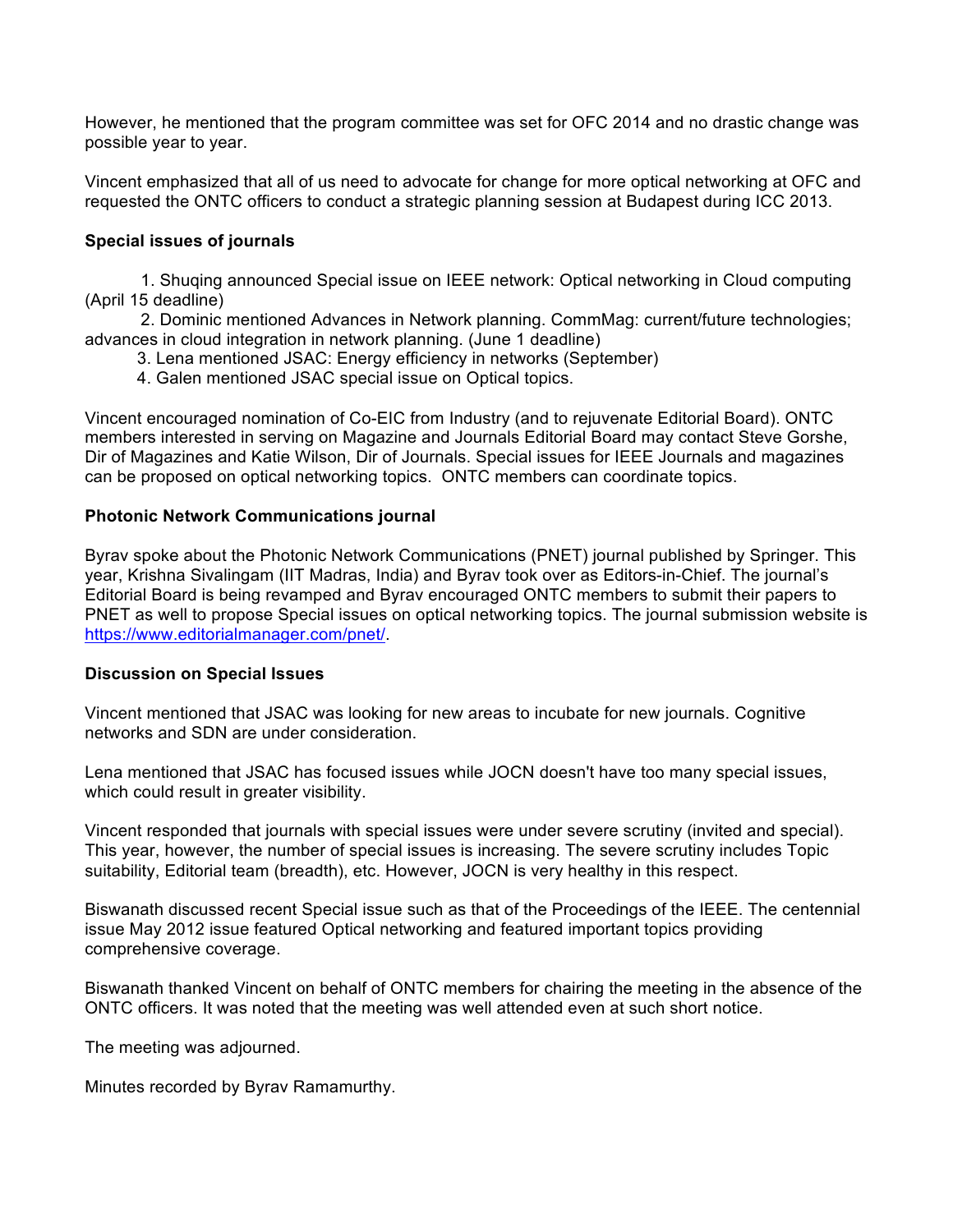However, he mentioned that the program committee was set for OFC 2014 and no drastic change was possible year to year.

Vincent emphasized that all of us need to advocate for change for more optical networking at OFC and requested the ONTC officers to conduct a strategic planning session at Budapest during ICC 2013.

**Special issues of journals**

1. Shuqing announced Special issue on IEEE network: Optical networking in Cloud computing (April 15 deadline)
2. Dominic mentioned Advances in Network planning. CommMag: current/future technologies; advances in cloud integration in network planning. (June 1 deadline)
3. Lena mentioned JSAC: Energy efficiency in networks (September)
4. Galen mentioned JSAC special issue on Optical topics.

Vincent encouraged nomination of Co-EIC from Industry (and to rejuvenate Editorial Board). ONTC members interested in serving on Magazine and Journals Editorial Board may contact Steve Gorshe, Dir of Magazines and Katie Wilson, Dir of Journals. Special issues for IEEE Journals and magazines can be proposed on optical networking topics. ONTC members can coordinate topics.

**Photonic Network Communications journal**

Byrav spoke about the Photonic Network Communications (PNET) journal published by Springer. This year, Krishna Sivalingam (IIT Madras, India) and Byrav took over as Editors-in-Chief. The journal's Editorial Board is being revamped and Byrav encouraged ONTC members to submit their papers to PNET as well to propose Special issues on optical networking topics. The journal submission website is https://www.editorialmanager.com/pnet/.

**Discussion on Special Issues**

Vincent mentioned that JSAC was looking for new areas to incubate for new journals. Cognitive networks and SDN are under consideration.

Lena mentioned that JSAC has focused issues while JOCN doesn't have too many special issues, which could result in greater visibility.

Vincent responded that journals with special issues were under severe scrutiny (invited and special). This year, however, the number of special issues is increasing. The severe scrutiny includes Topic suitability, Editorial team (breadth), etc. However, JOCN is very healthy in this respect.

Biswanath discussed recent Special issue such as that of the Proceedings of the IEEE. The centennial issue May 2012 issue featured Optical networking and featured important topics providing comprehensive coverage.

Biswanath thanked Vincent on behalf of ONTC members for chairing the meeting in the absence of the ONTC officers. It was noted that the meeting was well attended even at such short notice.

The meeting was adjourned.

Minutes recorded by Byrav Ramamurthy.